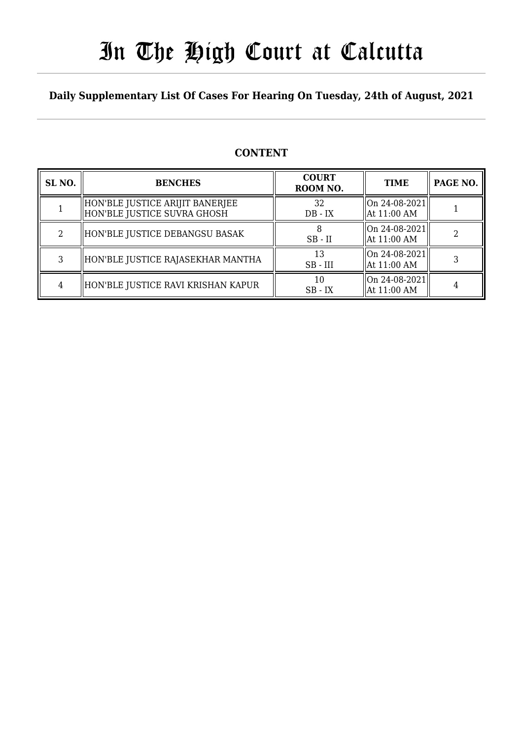# In The High Court at Calcutta

## Daily Supplementary List Of Cases For Hearing On Tuesday, 24th of August, 2021

### CONTENT

| SL NO. | BENCHES | COURT ROOM NO. | TIME | PAGE NO. |
|---|---|---|---|---|
| 1 | HON'BLE JUSTICE ARIJIT BANERJEE<br>HON'BLE JUSTICE SUVRA GHOSH | 32<br>DB - IX | On 24-08-2021<br>At 11:00 AM | 1 |
| 2 | HON'BLE JUSTICE DEBANGSU BASAK | 8<br>SB - II | On 24-08-2021<br>At 11:00 AM | 2 |
| 3 | HON'BLE JUSTICE RAJASEKHAR MANTHA | 13<br>SB - III | On 24-08-2021<br>At 11:00 AM | 3 |
| 4 | HON'BLE JUSTICE RAVI KRISHAN KAPUR | 10<br>SB - IX | On 24-08-2021<br>At 11:00 AM | 4 |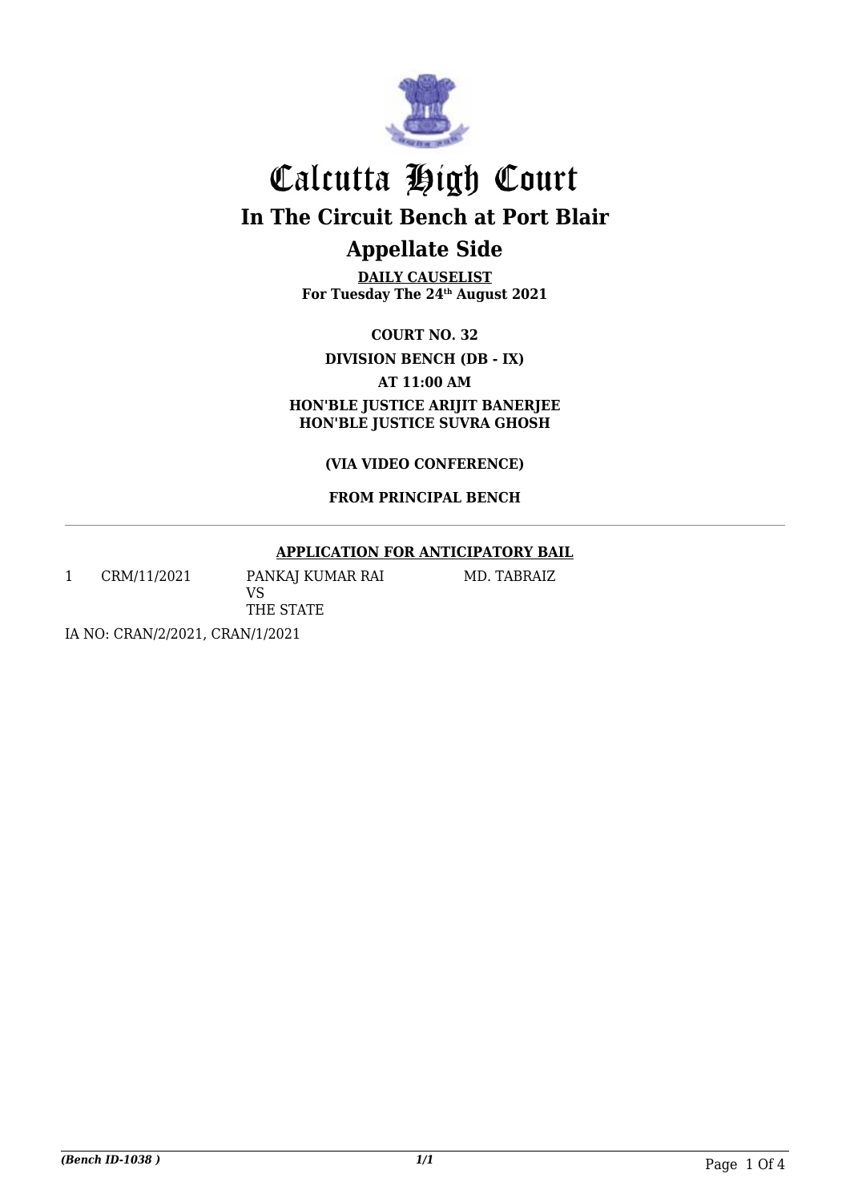# Calcutta High Court

## In The Circuit Bench at Port Blair

## Appellate Side

**DAILY CAUSELIST**
**For Tuesday The 24th August 2021**

**COURT NO. 32**

**DIVISION BENCH (DB - IX)**

**AT 11:00 AM**

**HON'BLE JUSTICE ARIJIT BANERJEE**
**HON'BLE JUSTICE SUVRA GHOSH**

**(VIA VIDEO CONFERENCE)**

**FROM PRINCIPAL BENCH**

---

**APPLICATION FOR ANTICIPATORY BAIL**

| | | | |
|---|---|---|---|
| 1 | CRM/11/2021 | PANKAJ KUMAR RAI<br>VS<br>THE STATE | MD. TABRAIZ |

IA NO: CRAN/2/2021, CRAN/1/2021

*(Bench ID-1038 )* *1/1*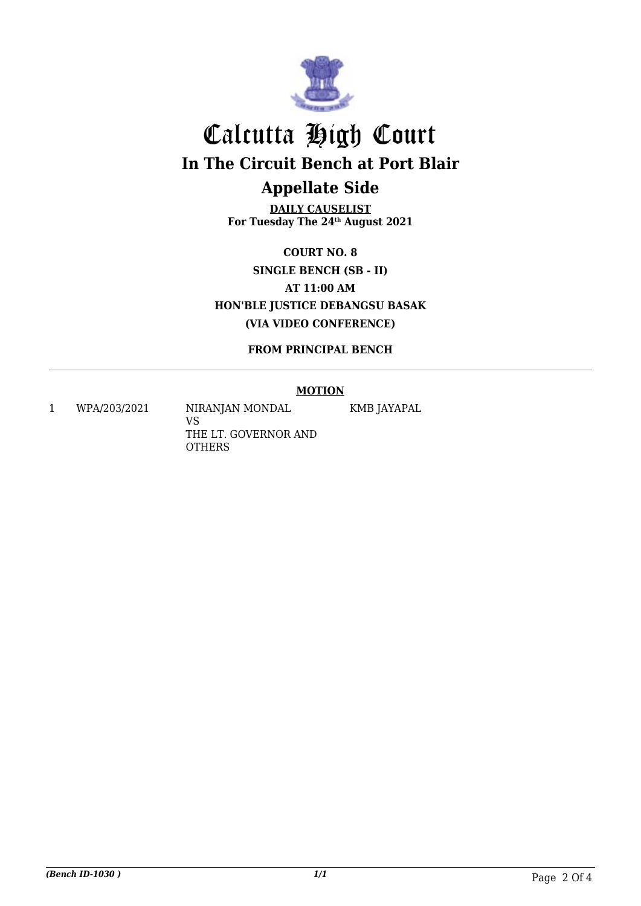# Calcutta High Court

## In The Circuit Bench at Port Blair

## Appellate Side

**DAILY CAUSELIST**
**For Tuesday The 24th August 2021**

**COURT NO. 8**
**SINGLE BENCH (SB - II)**
**AT 11:00 AM**
**HON'BLE JUSTICE DEBANGSU BASAK**
**(VIA VIDEO CONFERENCE)**

**FROM PRINCIPAL BENCH**

---

**MOTION**

| | | | |
|---|---|---|---|
| 1 | WPA/203/2021 | NIRANJAN MONDAL<br>VS<br>THE LT. GOVERNOR AND OTHERS | KMB JAYAPAL |

*(Bench ID-1030 )* *1/1*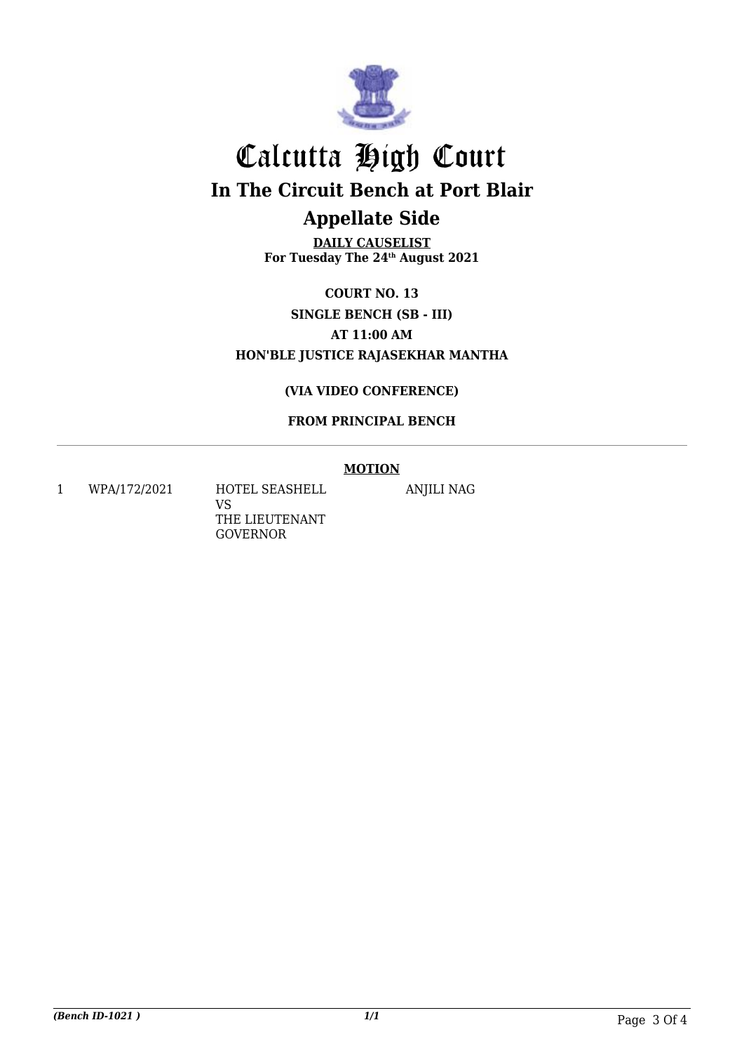# Calcutta High Court

## In The Circuit Bench at Port Blair

## Appellate Side

**DAILY CAUSELIST**
**For Tuesday The 24th August 2021**

**COURT NO. 13**
**SINGLE BENCH (SB - III)**
**AT 11:00 AM**
**HON'BLE JUSTICE RAJASEKHAR MANTHA**

**(VIA VIDEO CONFERENCE)**

**FROM PRINCIPAL BENCH**

**MOTION**

| | | | |
|---|---|---|---|
| 1 | WPA/172/2021 | HOTEL SEASHELL<br>VS<br>THE LIEUTENANT GOVERNOR | ANJILI NAG |

*(Bench ID-1021 )* 1/1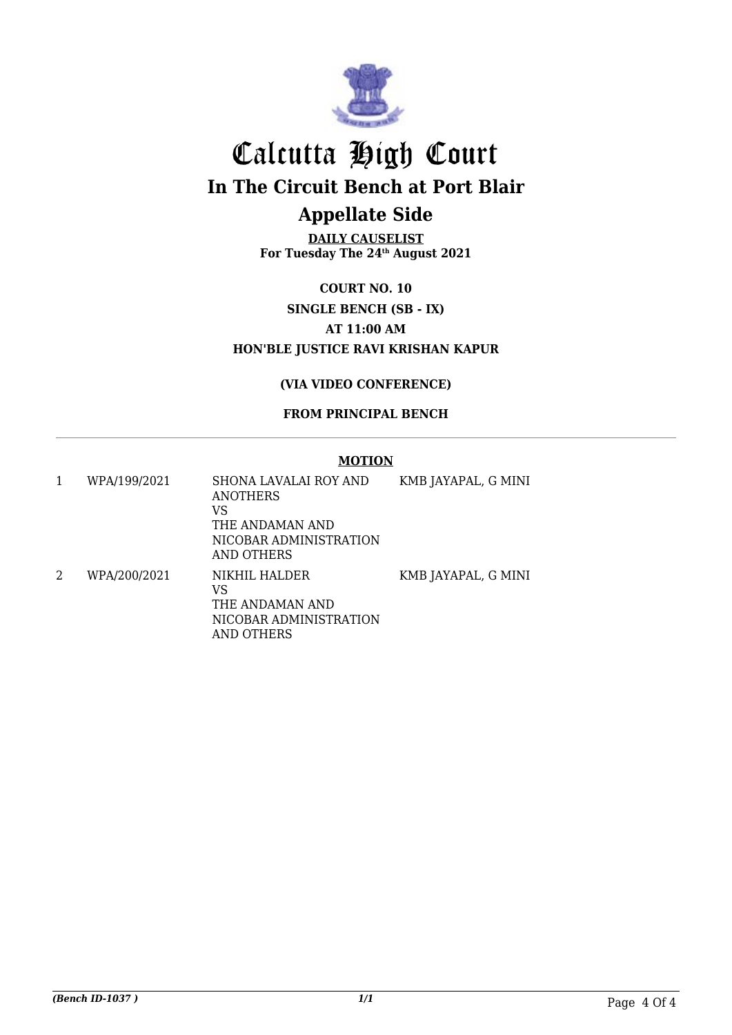# Calcutta High Court

## In The Circuit Bench at Port Blair

## Appellate Side

**DAILY CAUSELIST**
**For Tuesday The 24th August 2021**

**COURT NO. 10**

**SINGLE BENCH (SB - IX)**

**AT 11:00 AM**

**HON'BLE JUSTICE RAVI KRISHAN KAPUR**

**(VIA VIDEO CONFERENCE)**

**FROM PRINCIPAL BENCH**

**MOTION**

| | | | |
|---|---|---|---|
| 1 | WPA/199/2021 | SHONA LAVALAI ROY AND ANOTHERS<br>VS<br>THE ANDAMAN AND NICOBAR ADMINISTRATION AND OTHERS | KMB JAYAPAL, G MINI |
| 2 | WPA/200/2021 | NIKHIL HALDER<br>VS<br>THE ANDAMAN AND NICOBAR ADMINISTRATION AND OTHERS | KMB JAYAPAL, G MINI |

*(Bench ID-1037 )* *1/1*